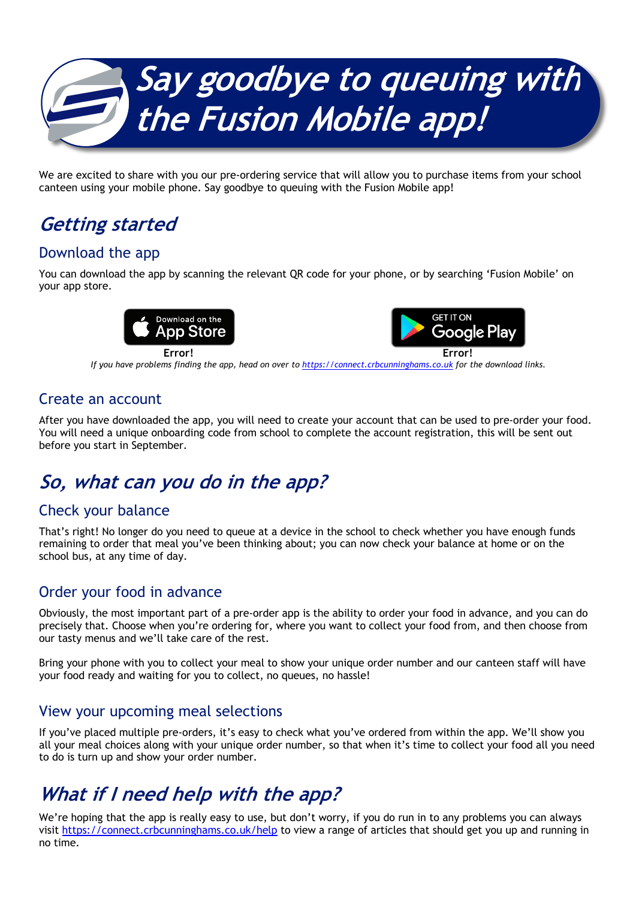# Say goodbye to queuing with the Fusion Mobile app!

We are excited to share with you our pre-ordering service that will allow you to purchase items from your school canteen using your mobile phone. Say goodbye to queuing with the Fusion Mobile app!

## Getting started

### Download the app

You can download the app by scanning the relevant QR code for your phone, or by searching 'Fusion Mobile' on your app store.

Download on the App Store

**Error!**

GET IT ON Google Play

**Error!**

*If you have problems finding the app, head on over to [https://connect.crbcunninghams.co.uk](https://connect.crbcunninghams.co.uk) for the download links.*

### Create an account

After you have downloaded the app, you will need to create your account that can be used to pre-order your food. You will need a unique onboarding code from school to complete the account registration, this will be sent out before you start in September.

## So, what can you do in the app?

### Check your balance

That's right! No longer do you need to queue at a device in the school to check whether you have enough funds remaining to order that meal you've been thinking about; you can now check your balance at home or on the school bus, at any time of day.

### Order your food in advance

Obviously, the most important part of a pre-order app is the ability to order your food in advance, and you can do precisely that. Choose when you're ordering for, where you want to collect your food from, and then choose from our tasty menus and we'll take care of the rest.

Bring your phone with you to collect your meal to show your unique order number and our canteen staff will have your food ready and waiting for you to collect, no queues, no hassle!

### View your upcoming meal selections

If you've placed multiple pre-orders, it's easy to check what you've ordered from within the app. We'll show you all your meal choices along with your unique order number, so that when it's time to collect your food all you need to do is turn up and show your order number.

## What if I need help with the app?

We're hoping that the app is really easy to use, but don't worry, if you do run in to any problems you can always visit [https://connect.crbcunninghams.co.uk/help](https://connect.crbcunninghams.co.uk/help) to view a range of articles that should get you up and running in no time.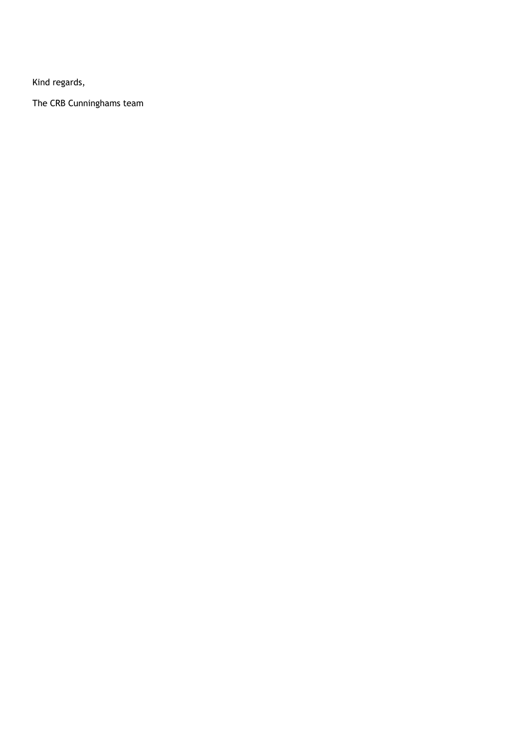Kind regards,

The CRB Cunninghams team